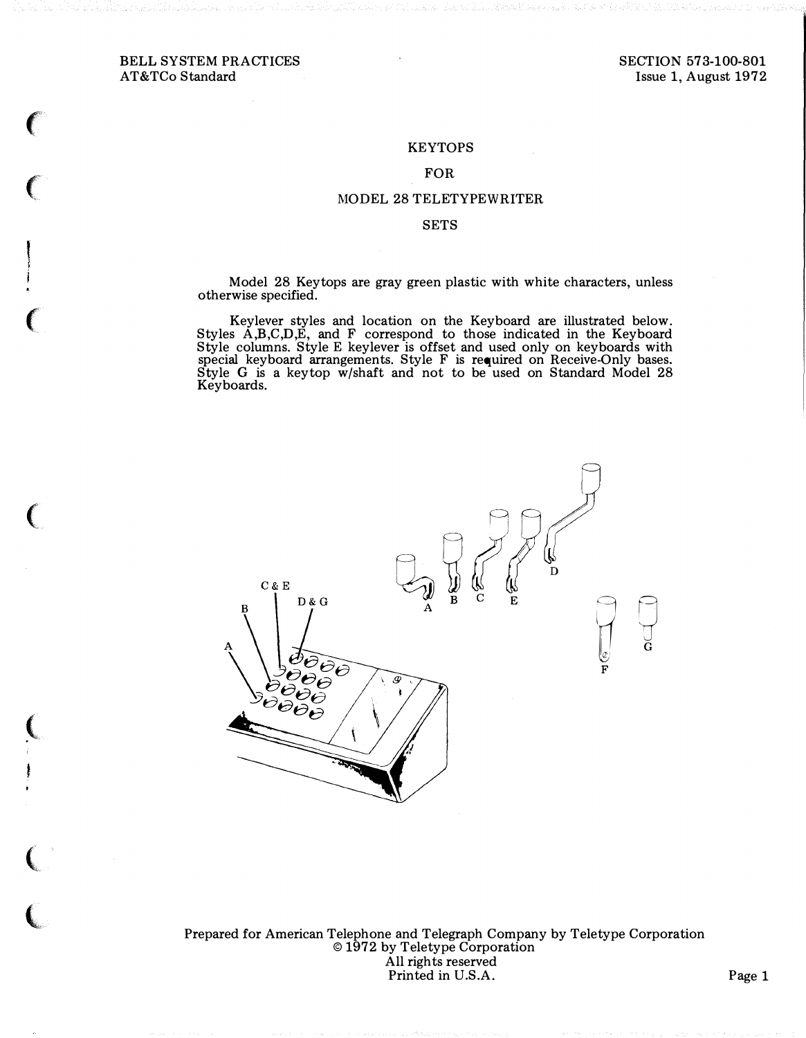BELL SYSTEM PRACTICES
AT&TCo Standard

SECTION 573-100-801
Issue 1, August 1972

# KEYTOPS FOR MODEL 28 TELETYPEWRITER SETS

Model 28 Keytops are gray green plastic with white characters, unless otherwise specified.

Keylever styles and location on the Keyboard are illustrated below. Styles A,B,C,D,E, and F correspond to those indicated in the Keyboard Style columns. Style E keylever is offset and used only on keyboards with special keyboard arrangements. Style F is required on Receive-Only bases. Style G is a keytop w/shaft and not to be used on Standard Model 28 Keyboards.

Prepared for American Telephone and Telegraph Company by Teletype Corporation
© 1972 by Teletype Corporation
All rights reserved
Printed in U.S.A.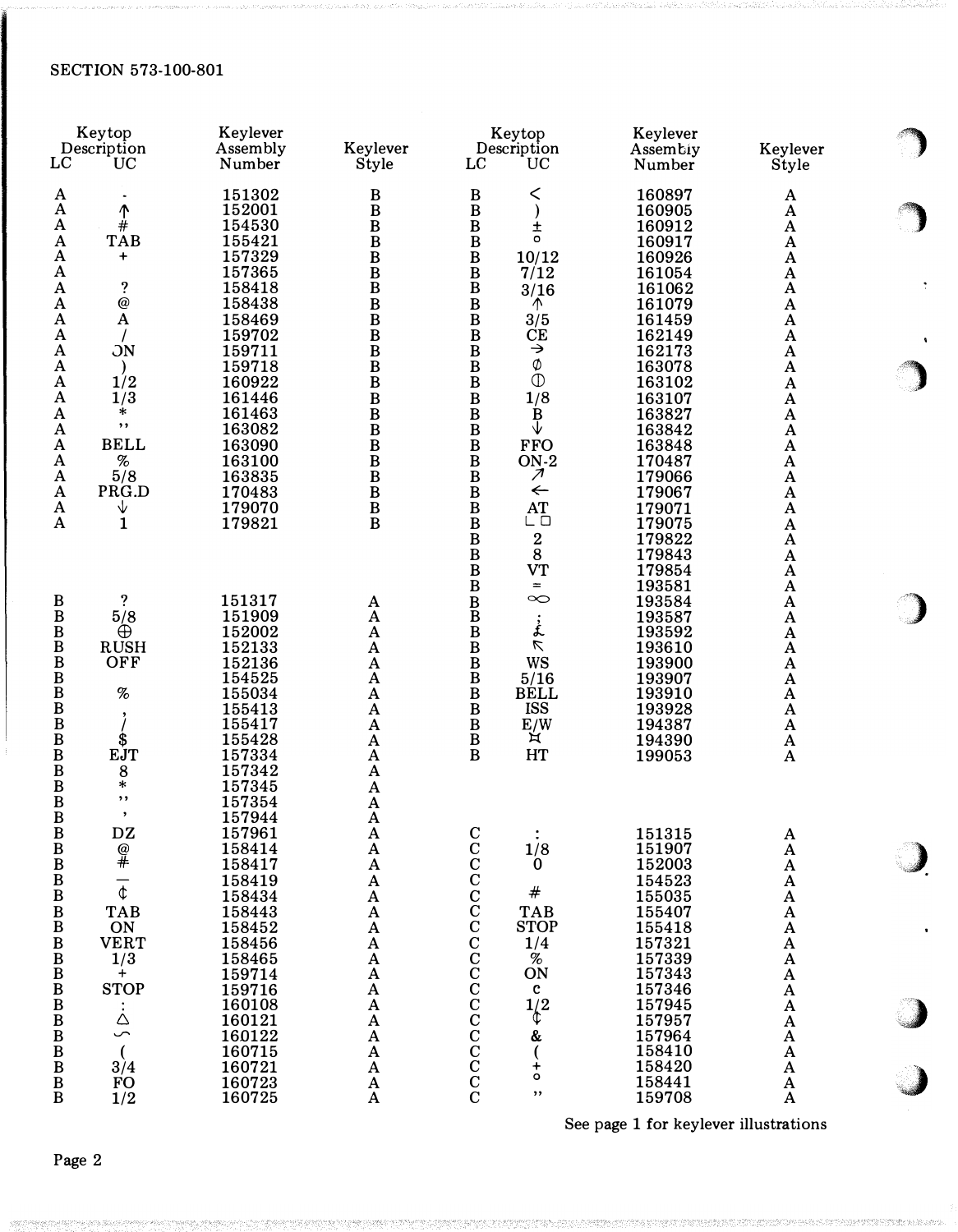SECTION 573-100-801

| Keytop Description LC | UC | Keylever Assembly Number | Keylever Style |
|---|---|---|---|
| A | - | 151302 | B |
| A | ↑ | 152001 | B |
| A | # | 154530 | B |
| A | TAB | 155421 | B |
| A | + | 157329 | B |
| A | | 157365 | B |
| A | ? | 158418 | B |
| A | @ | 158438 | B |
| A | A | 158469 | B |
| A | / | 159702 | B |
| A | ON | 159711 | B |
| A | ) | 159718 | B |
| A | 1/2 | 160922 | B |
| A | 1/3 | 161446 | B |
| A | * | 161463 | B |
| A | ,, | 163082 | B |
| A | BELL | 163090 | B |
| A | % | 163100 | B |
| A | 5/8 | 163835 | B |
| A | PRG.D | 170483 | B |
| A | ↓ | 179070 | B |
| A | 1 | 179821 | B |
| B | ? | 151317 | A |
| B | 5/8 | 151909 | A |
| B | ⊕ | 152002 | A |
| B | RUSH | 152133 | A |
| B | OFF | 152136 | A |
| B | | 154525 | A |
| B | % | 155034 | A |
| B | , | 155413 | A |
| B | / | 155417 | A |
| B | $ | 155428 | A |
| B | EJT | 157334 | A |
| B | 8 | 157342 | A |
| B | * | 157345 | A |
| B | ,, | 157354 | A |
| B | , | 157944 | A |
| B | DZ | 157961 | A |
| B | @ | 158414 | A |
| B | # | 158417 | A |
| B | — | 158419 | A |
| B | ¢ | 158434 | A |
| B | TAB | 158443 | A |
| B | ON | 158452 | A |
| B | VERT | 158456 | A |
| B | 1/3 | 158465 | A |
| B | + | 159714 | A |
| B | STOP | 159716 | A |
| B | : | 160108 | A |
| B | △ | 160121 | A |
| B | ⌣ | 160122 | A |
| B | ( | 160715 | A |
| B | 3/4 | 160721 | A |
| B | FO | 160723 | A |
| B | 1/2 | 160725 | A |
| B | < | 160897 | A |
| B | ) | 160905 | A |
| B | ± | 160912 | A |
| B | ° | 160917 | A |
| B | 10/12 | 160926 | A |
| B | 7/12 | 161054 | A |
| B | 3/16 | 161062 | A |
| B | ↑ | 161079 | A |
| B | 3/5 | 161459 | A |
| B | CE | 162149 | A |
| B | → | 162173 | A |
| B | ∅ | 163078 | A |
| B | ⏀ | 163102 | A |
| B | 1/8 | 163107 | A |
| B | B | 163827 | A |
| B | ↓ | 163842 | A |
| B | FFO | 163848 | A |
| B | ON-2 | 170487 | A |
| B | ↗ | 179066 | A |
| B | ← | 179067 | A |
| B | AT | 179071 | A |
| B | └ □ | 179075 | A |
| B | 2 | 179822 | A |
| B | 8 | 179843 | A |
| B | VT | 179854 | A |
| B | = | 193581 | A |
| B | ∞ | 193584 | A |
| B | ; | 193587 | A |
| B | £ | 193592 | A |
| B | ↖ | 193610 | A |
| B | WS | 193900 | A |
| B | 5/16 | 193907 | A |
| B | BELL | 193910 | A |
| B | ISS | 193928 | A |
| B | E/W | 194387 | A |
| B | ¤ | 194390 | A |
| B | HT | 199053 | A |
| C | : | 151315 | A |
| C | 1/8 | 151907 | A |
| C | 0 | 152003 | A |
| C | | 154523 | A |
| C | # | 155035 | A |
| C | TAB | 155407 | A |
| C | STOP | 155418 | A |
| C | 1/4 | 157321 | A |
| C | % | 157339 | A |
| C | ON | 157343 | A |
| C | c | 157346 | A |
| C | 1/2 | 157945 | A |
| C | ¢ | 157957 | A |
| C | & | 157964 | A |
| C | ( | 158410 | A |
| C | + | 158420 | A |
| C | ° | 158441 | A |
| C | ,, | 159708 | A |

See page 1 for keylever illustrations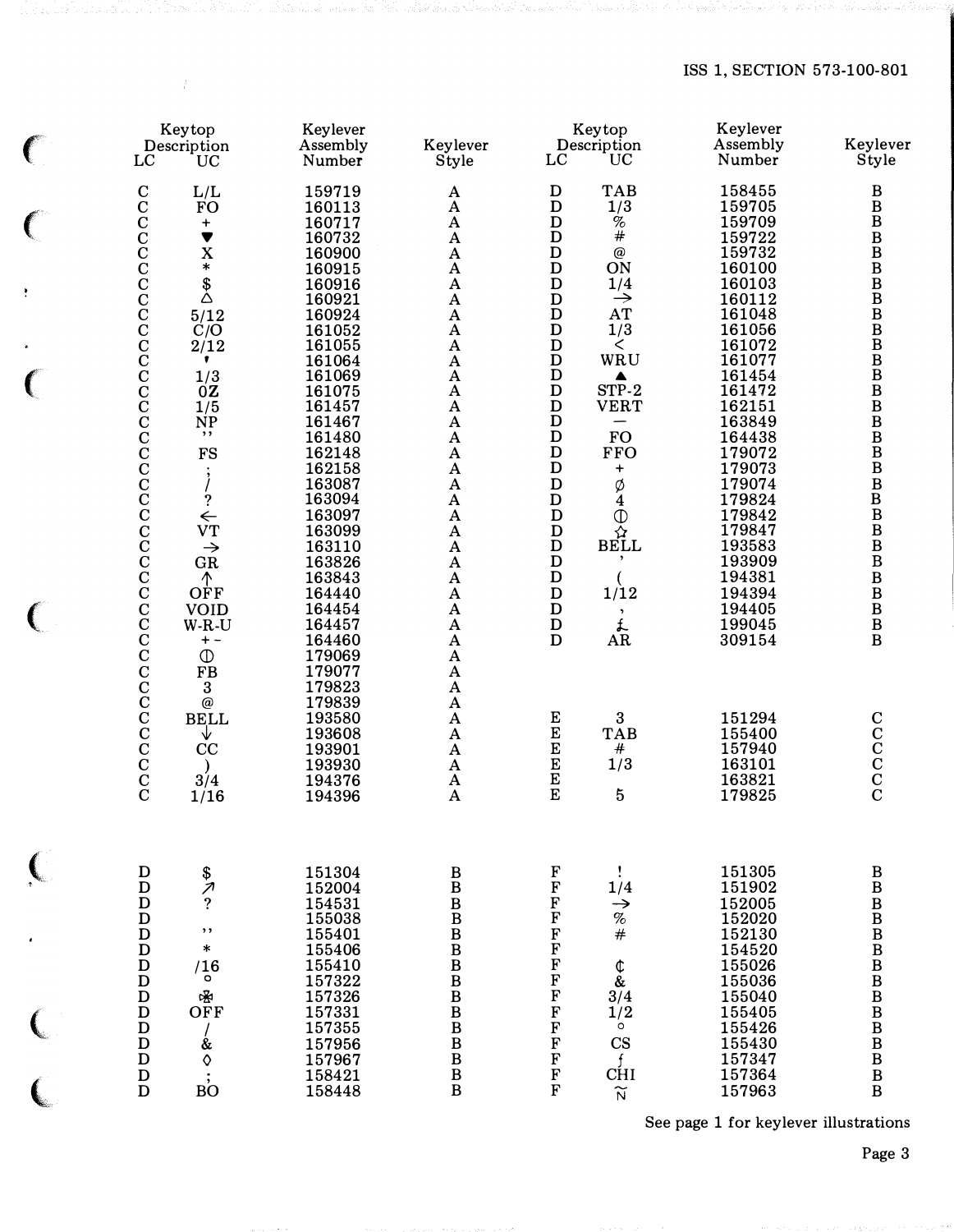| Keytop Description LC | UC | Keylever Assembly Number | Keylever Style |
|---|---|---|---|
| C | L/L | 159719 | A |
| C | FO | 160113 | A |
| C | + | 160717 | A |
| C | ▼ | 160732 | A |
| C | X | 160900 | A |
| C | * | 160915 | A |
| C | $ | 160916 | A |
| C | △ | 160921 | A |
| C | 5/12 | 160924 | A |
| C | C/O | 161052 | A |
| C | 2/12 | 161055 | A |
| C | ' | 161064 | A |
| C | 1/3 | 161069 | A |
| C | 0Z | 161075 | A |
| C | 1/5 | 161457 | A |
| C | NP | 161467 | A |
| C | ' ' | 161480 | A |
| C | FS | 162148 | A |
| C | ; | 162158 | A |
| C | / | 163087 | A |
| C | ? | 163094 | A |
| C | ← | 163097 | A |
| C | VT | 163099 | A |
| C | → | 163110 | A |
| C | GR | 163826 | A |
| C | ↑ | 163843 | A |
| C | OFF | 164440 | A |
| C | VOID | 164454 | A |
| C | W-R-U | 164457 | A |
| C | + - | 164460 | A |
| C | ⦶ | 179069 | A |
| C | FB | 179077 | A |
| C | 3 | 179823 | A |
| C | @ | 179839 | A |
| C | BELL | 193580 | A |
| C | ↓ | 193608 | A |
| C | CC | 193901 | A |
| C | ) | 193930 | A |
| C | 3/4 | 194376 | A |
| C | 1/16 | 194396 | A |
| D | $ | 151304 | B |
| D | ↗ | 152004 | B |
| D | ? | 154531 | B |
| D | | 155038 | B |
| D | ' ' | 155401 | B |
| D | * | 155406 | B |
| D | /16 | 155410 | B |
| D | ° | 157322 | B |
| D | ✠ | 157326 | B |
| D | OFF | 157331 | B |
| D | / | 157355 | B |
| D | & | 157956 | B |
| D | ◊ | 157967 | B |
| D | ; | 158421 | B |
| D | BO | 158448 | B |
| D | TAB | 158455 | B |
| D | 1/3 | 159705 | B |
| D | % | 159709 | B |
| D | # | 159722 | B |
| D | @ | 159732 | B |
| D | ON | 160100 | B |
| D | 1/4 | 160103 | B |
| D | → | 160112 | B |
| D | AT | 161048 | B |
| D | 1/3 | 161056 | B |
| D | < | 161072 | B |
| D | WRU | 161077 | B |
| D | ▲ | 161454 | B |
| D | STP-2 | 161472 | B |
| D | VERT | 162151 | B |
| D | — | 163849 | B |
| D | FO | 164438 | B |
| D | FFO | 179072 | B |
| D | + | 179073 | B |
| D | ∅ | 179074 | B |
| D | 4 | 179824 | B |
| D | ⦶ | 179842 | B |
| D | ✫ | 179847 | B |
| D | BELL | 193583 | B |
| D | ' | 193909 | B |
| D | ( | 194381 | B |
| D | 1/12 | 194394 | B |
| D | , | 194405 | B |
| D | £ | 199045 | B |
| D | AR | 309154 | B |
| E | 3 | 151294 | C |
| E | TAB | 155400 | C |
| E | # | 157940 | C |
| E | 1/3 | 163101 | C |
| E | | 163821 | C |
| E | 5 | 179825 | C |
| F | ! | 151305 | B |
| F | 1/4 | 151902 | B |
| F | → | 152005 | B |
| F | % | 152020 | B |
| F | # | 152130 | B |
| F | | 154520 | B |
| F | ¢ | 155026 | B |
| F | & | 155036 | B |
| F | 3/4 | 155040 | B |
| F | 1/2 | 155405 | B |
| F | ° | 155426 | B |
| F | CS | 155430 | B |
| F | ʃ | 157347 | B |
| F | CHI | 157364 | B |
| F | Ñ | 157963 | B |

See page 1 for keylever illustrations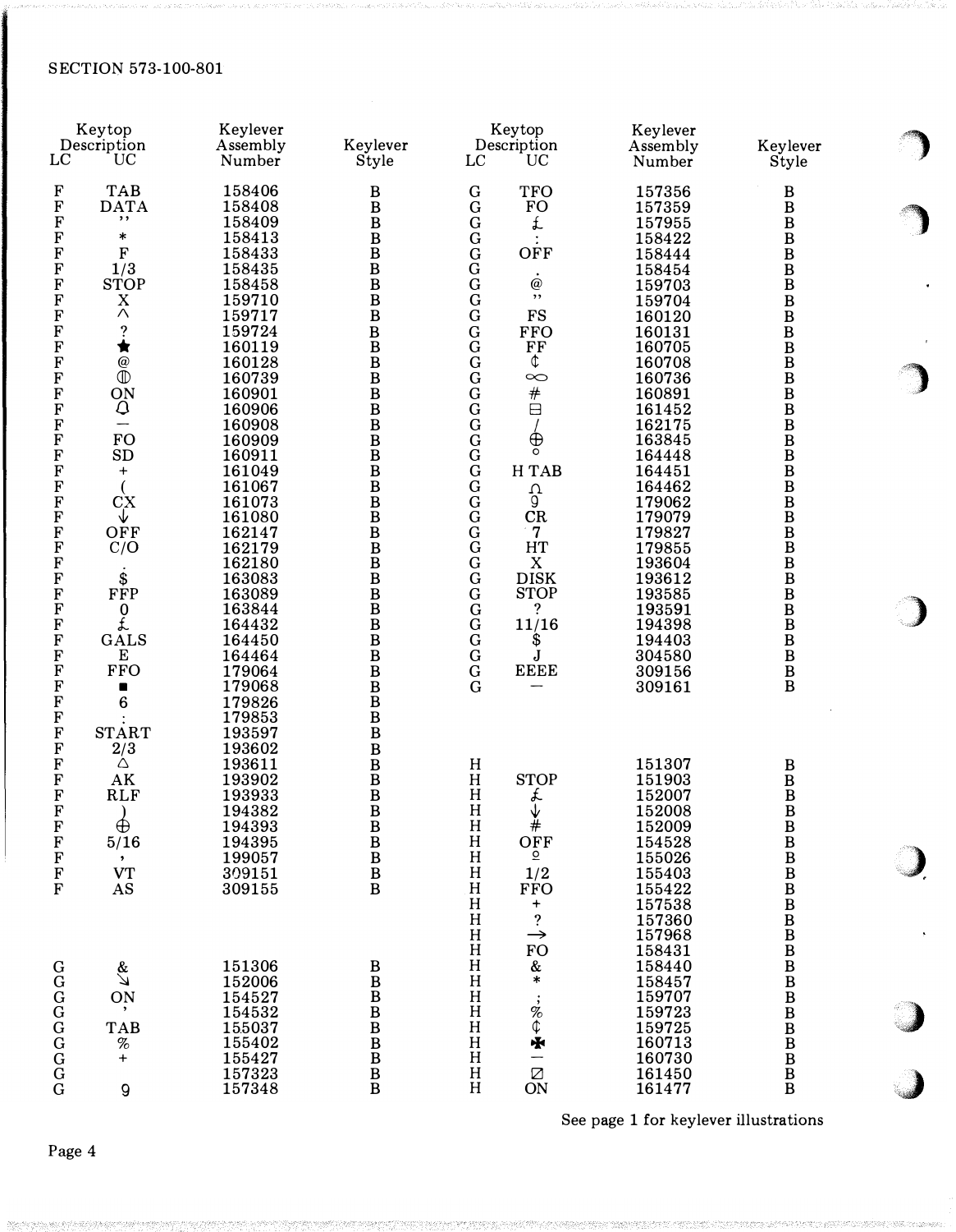SECTION 573-100-801

| Keytop Description LC | UC | Keylever Assembly Number | Keylever Style |
|---|---|---|---|
| F | TAB | 158406 | B |
| F | DATA | 158408 | B |
| F | ” | 158409 | B |
| F | * | 158413 | B |
| F | F | 158433 | B |
| F | 1/3 | 158435 | B |
| F | STOP | 158458 | B |
| F | X | 159710 | B |
| F | ^ | 159717 | B |
| F | ? | 159724 | B |
| F | ★ | 160119 | B |
| F | @ | 160128 | B |
| F | ⏀ | 160739 | B |
| F | ON | 160901 | B |
| F | 🔔 | 160906 | B |
| F | — | 160908 | B |
| F | FO | 160909 | B |
| F | SD | 160911 | B |
| F | + | 161049 | B |
| F | ( | 161067 | B |
| F | CX | 161073 | B |
| F | ↓ | 161080 | B |
| F | OFF | 162147 | B |
| F | C/O | 162179 | B |
| F | . | 162180 | B |
| F | $ | 163083 | B |
| F | FFP | 163089 | B |
| F | 0 | 163844 | B |
| F | £ | 164432 | B |
| F | GALS | 164450 | B |
| F | E | 164464 | B |
| F | FFO | 179064 | B |
| F | ■ | 179068 | B |
| F | 6 | 179826 | B |
| F | : | 179853 | B |
| F | START | 193597 | B |
| F | 2/3 | 193602 | B |
| F | △ | 193611 | B |
| F | AK | 193902 | B |
| F | RLF | 193933 | B |
| F | ) | 194382 | B |
| F | ⊕ | 194393 | B |
| F | 5/16 | 194395 | B |
| F | , | 199057 | B |
| F | VT | 309151 | B |
| F | AS | 309155 | B |
| G | & | 151306 | B |
| G | ↘ | 152006 | B |
| G | ON | 154527 | B |
| G | ’ | 154532 | B |
| G | TAB | 155037 | B |
| G | % | 155402 | B |
| G | + | 155427 | B |
| G | | 157323 | B |
| G | 9 | 157348 | B |
| G | TFO | 157356 | B |
| G | FO | 157359 | B |
| G | £ | 157955 | B |
| G | : | 158422 | B |
| G | OFF | 158444 | B |
| G | . | 158454 | B |
| G | @ | 159703 | B |
| G | ” | 159704 | B |
| G | FS | 160120 | B |
| G | FFO | 160131 | B |
| G | FF | 160705 | B |
| G | ¢ | 160708 | B |
| G | ∞ | 160736 | B |
| G | # | 160891 | B |
| G | ⊟ | 161452 | B |
| G | / | 162175 | B |
| G | ⊕ | 163845 | B |
| G | ° | 164448 | B |
| G | H TAB | 164451 | B |
| G | ♫ | 164462 | B |
| G | 9 | 179062 | B |
| G | CR | 179079 | B |
| G | 7 | 179827 | B |
| G | HT | 179855 | B |
| G | X | 193604 | B |
| G | DISK | 193612 | B |
| G | STOP | 193585 | B |
| G | ? | 193591 | B |
| G | 11/16 | 194398 | B |
| G | $ | 194403 | B |
| G | J | 304580 | B |
| G | EEEE | 309156 | B |
| G | — | 309161 | B |
| H | | 151307 | B |
| H | STOP | 151903 | B |
| H | £ | 152007 | B |
| H | ↓ | 152008 | B |
| H | # | 152009 | B |
| H | OFF | 154528 | B |
| H | º | 155026 | B |
| H | 1/2 | 155403 | B |
| H | FFO | 155422 | B |
| H | + | 157538 | B |
| H | ? | 157360 | B |
| H | → | 157968 | B |
| H | FO | 158431 | B |
| H | & | 158440 | B |
| H | * | 158457 | B |
| H | ; | 159707 | B |
| H | % | 159723 | B |
| H | ¢ | 159725 | B |
| H | ✠ | 160713 | B |
| H | — | 160730 | B |
| H | ⊘ | 161450 | B |
| H | ON | 161477 | B |

See page 1 for keylever illustrations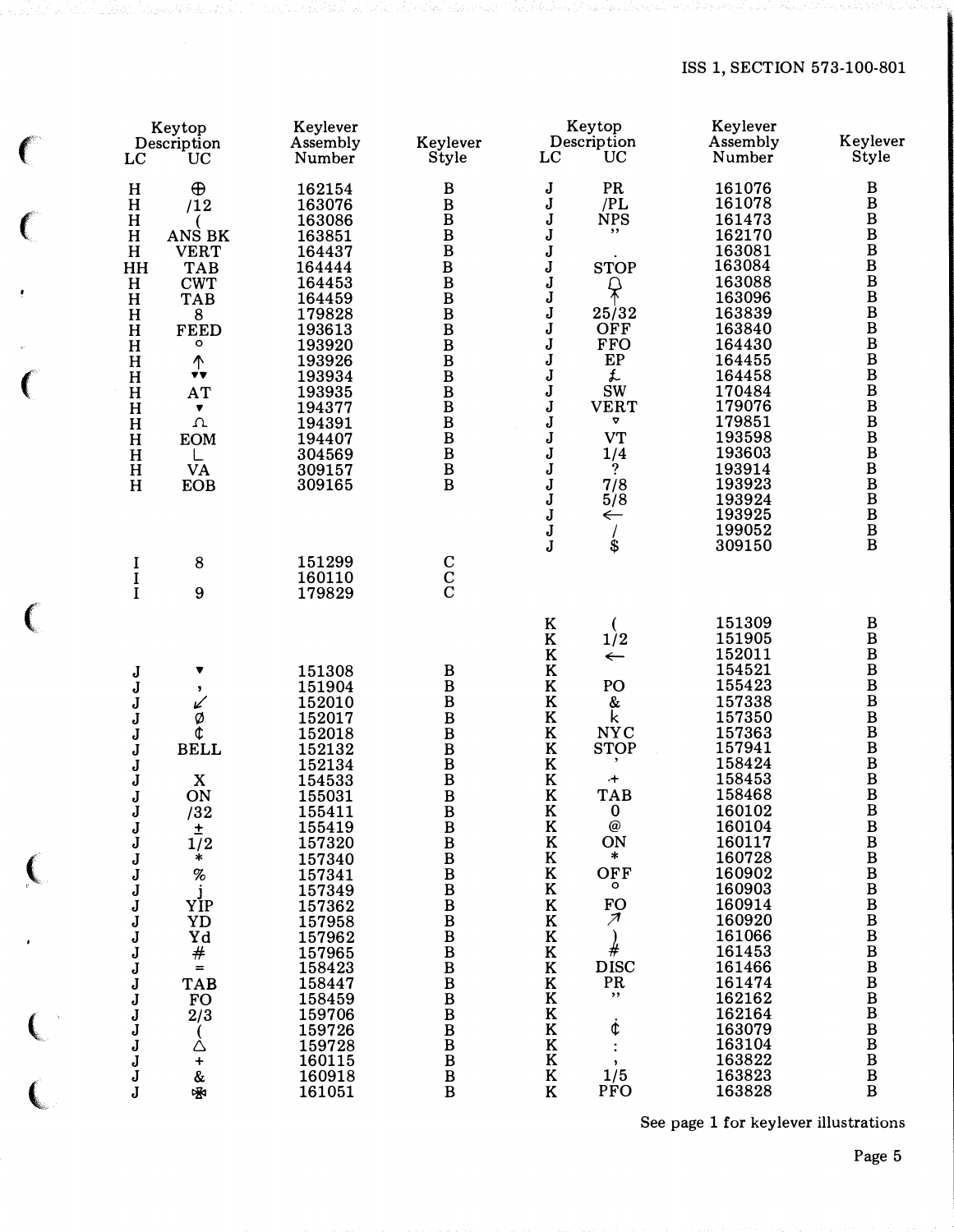| Keytop Description LC | UC | Keylever Assembly Number | Keylever Style |
|---|---|---|---|
| H | ⊕ | 162154 | B |
| H | /12 | 163076 | B |
| H | ( | 163086 | B |
| H | ANS BK | 163851 | B |
| H | VERT | 164437 | B |
| HH | TAB | 164444 | B |
| H | CWT | 164453 | B |
| H | TAB | 164459 | B |
| H | 8 | 179828 | B |
| H | FEED | 193613 | B |
| H | ° | 193920 | B |
| H | ↑ | 193926 | B |
| H | ▾▾ | 193934 | B |
| H | AT | 193935 | B |
| H | ▾ | 194377 | B |
| H | ⎍ | 194391 | B |
| H | EOM | 194407 | B |
| H | ∟ | 304569 | B |
| H | VA | 309157 | B |
| H | EOB | 309165 | B |
| I | 8 | 151299 | C |
| I | | 160110 | C |
| I | 9 | 179829 | C |
| J | ▾ | 151308 | B |
| J | , | 151904 | B |
| J | ↙ | 152010 | B |
| J | Ø | 152017 | B |
| J | ¢ | 152018 | B |
| J | BELL | 152132 | B |
| J | | 152134 | B |
| J | X | 154533 | B |
| J | ON | 155031 | B |
| J | /32 | 155411 | B |
| J | ± | 155419 | B |
| J | 1/2 | 157320 | B |
| J | * | 157340 | B |
| J | % | 157341 | B |
| J | j | 157349 | B |
| J | YIP | 157362 | B |
| J | YD | 157958 | B |
| J | Yd | 157962 | B |
| J | # | 157965 | B |
| J | = | 158423 | B |
| J | TAB | 158447 | B |
| J | FO | 158459 | B |
| J | 2/3 | 159706 | B |
| J | ( | 159726 | B |
| J | △ | 159728 | B |
| J | + | 160115 | B |
| J | & | 160918 | B |
| J | ✠ | 161051 | B |
| J | PR | 161076 | B |
| J | /PL | 161078 | B |
| J | NPS | 161473 | B |
| J | " | 162170 | B |
| J | . | 163081 | B |
| J | STOP | 163084 | B |
| J | ⍾ | 163088 | B |
| J | ↑ | 163096 | B |
| J | 25/32 | 163839 | B |
| J | OFF | 163840 | B |
| J | FFO | 164430 | B |
| J | EP | 164455 | B |
| J | £ | 164458 | B |
| J | SW | 170484 | B |
| J | VERT | 179076 | B |
| J | ▿ | 179851 | B |
| J | VT | 193598 | B |
| J | 1/4 | 193603 | B |
| J | ? | 193914 | B |
| J | 7/8 | 193923 | B |
| J | 5/8 | 193924 | B |
| J | ← | 193925 | B |
| J | / | 199052 | B |
| J | $ | 309150 | B |
| K | ( | 151309 | B |
| K | 1/2 | 151905 | B |
| K | ← | 152011 | B |
| K | | 154521 | B |
| K | PO | 155423 | B |
| K | & | 157338 | B |
| K | k | 157350 | B |
| K | NYC | 157363 | B |
| K | STOP | 157941 | B |
| K | ' | 158424 | B |
| K | .+ | 158453 | B |
| K | TAB | 158468 | B |
| K | 0 | 160102 | B |
| K | @ | 160104 | B |
| K | ON | 160117 | B |
| K | * | 160728 | B |
| K | OFF | 160902 | B |
| K | ° | 160903 | B |
| K | FO | 160914 | B |
| K | ↗ | 160920 | B |
| K | ) | 161066 | B |
| K | # | 161453 | B |
| K | DISC | 161466 | B |
| K | PR | 161474 | B |
| K | " | 162162 | B |
| K | . | 162164 | B |
| K | ¢ | 163079 | B |
| K | : | 163104 | B |
| K | , | 163822 | B |
| K | 1/5 | 163823 | B |
| K | PFO | 163828 | B |

See page 1 for keylever illustrations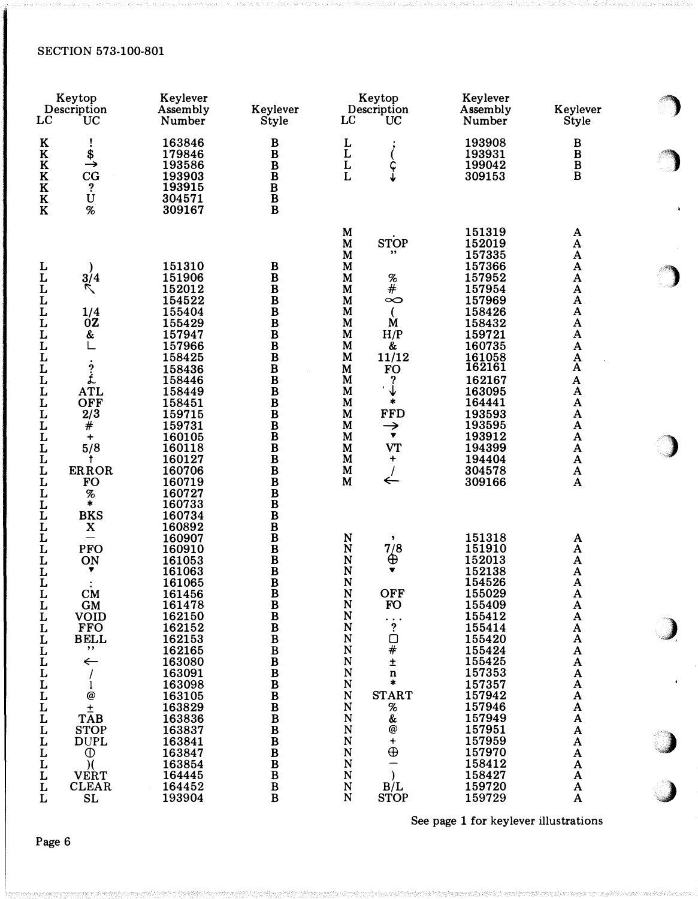SECTION 573-100-801

| Keytop Description LC | UC | Keylever Assembly Number | Keylever Style |
|---|---|---|---|
| K | ! | 163846 | B |
| K | $ | 179846 | B |
| K | → | 193586 | B |
| K | CG | 193903 | B |
| K | ? | 193915 | B |
| K | U | 304571 | B |
| K | % | 309167 | B |
| | | | |
| L | ) | 151310 | B |
| L | 3/4 | 151906 | B |
| L | ↖ | 152012 | B |
| L | | 154522 | B |
| L | 1/4 | 155404 | B |
| L | OZ | 155429 | B |
| L | & | 157947 | B |
| L | ∟ | 157966 | B |
| L | . | 158425 | B |
| L | ? | 158436 | B |
| L | £ | 158446 | B |
| L | ATL | 158449 | B |
| L | OFF | 158451 | B |
| L | 2/3 | 159715 | B |
| L | # | 159731 | B |
| L | + | 160105 | B |
| L | 5/8 | 160118 | B |
| L | ↑ | 160127 | B |
| L | ERROR | 160706 | B |
| L | FO | 160719 | B |
| L | % | 160727 | B |
| L | * | 160733 | B |
| L | BKS | 160734 | B |
| L | X | 160892 | B |
| L | — | 160907 | B |
| L | PFO | 160910 | B |
| L | ON | 161053 | B |
| L | ▾ | 161063 | B |
| L | : | 161065 | B |
| L | CM | 161456 | B |
| L | GM | 161478 | B |
| L | VOID | 162150 | B |
| L | FFO | 162152 | B |
| L | BELL | 162153 | B |
| L | " | 162165 | B |
| L | ← | 163080 | B |
| L | / | 163091 | B |
| L | 1 | 163098 | B |
| L | @ | 163105 | B |
| L | ± | 163829 | B |
| L | TAB | 163836 | B |
| L | STOP | 163837 | B |
| L | DUPL | 163841 | B |
| L | ⏀ | 163847 | B |
| L | )( | 163854 | B |
| L | VERT | 164445 | B |
| L | CLEAR | 164452 | B |
| L | SL | 193904 | B |
| L | ; | 193908 | B |
| L | ( | 193931 | B |
| L | Ç | 199042 | B |
| L | ↓ | 309153 | B |
| | | | |
| M | . | 151319 | A |
| M | STOP | 152019 | A |
| M | " | 157335 | A |
| M | | 157366 | A |
| M | % | 157952 | A |
| M | # | 157954 | A |
| M | ∞ | 157969 | A |
| M | ( | 158426 | A |
| M | M | 158432 | A |
| M | H/P | 159721 | A |
| M | & | 160735 | A |
| M | 11/12 | 161058 | A |
| M | FO | 162161 | A |
| M | ? | 162167 | A |
| M | '↓ | 163095 | A |
| M | * | 164441 | A |
| M | FFD | 193593 | A |
| M | → | 193595 | A |
| M | ▾ | 193912 | A |
| M | VT | 194399 | A |
| M | + | 194404 | A |
| M | / | 304578 | A |
| M | ← | 309166 | A |
| | | | |
| N | , | 151318 | A |
| N | 7/8 | 151910 | A |
| N | ⊕ | 152013 | A |
| N | ▾ | 152138 | A |
| N | | 154526 | A |
| N | OFF | 155029 | A |
| N | FO | 155409 | A |
| N | . . . | 155412 | A |
| N | ? | 155414 | A |
| N | ☐ | 155420 | A |
| N | # | 155424 | A |
| N | ± | 155425 | A |
| N | n | 157353 | A |
| N | * | 157357 | A |
| N | START | 157942 | A |
| N | % | 157946 | A |
| N | & | 157949 | A |
| N | @ | 157951 | A |
| N | + | 157959 | A |
| N | ⊕ | 157970 | A |
| N | — | 158412 | A |
| N | ) | 158427 | A |
| N | B/L | 159720 | A |
| N | STOP | 159729 | A |

See page 1 for keylever illustrations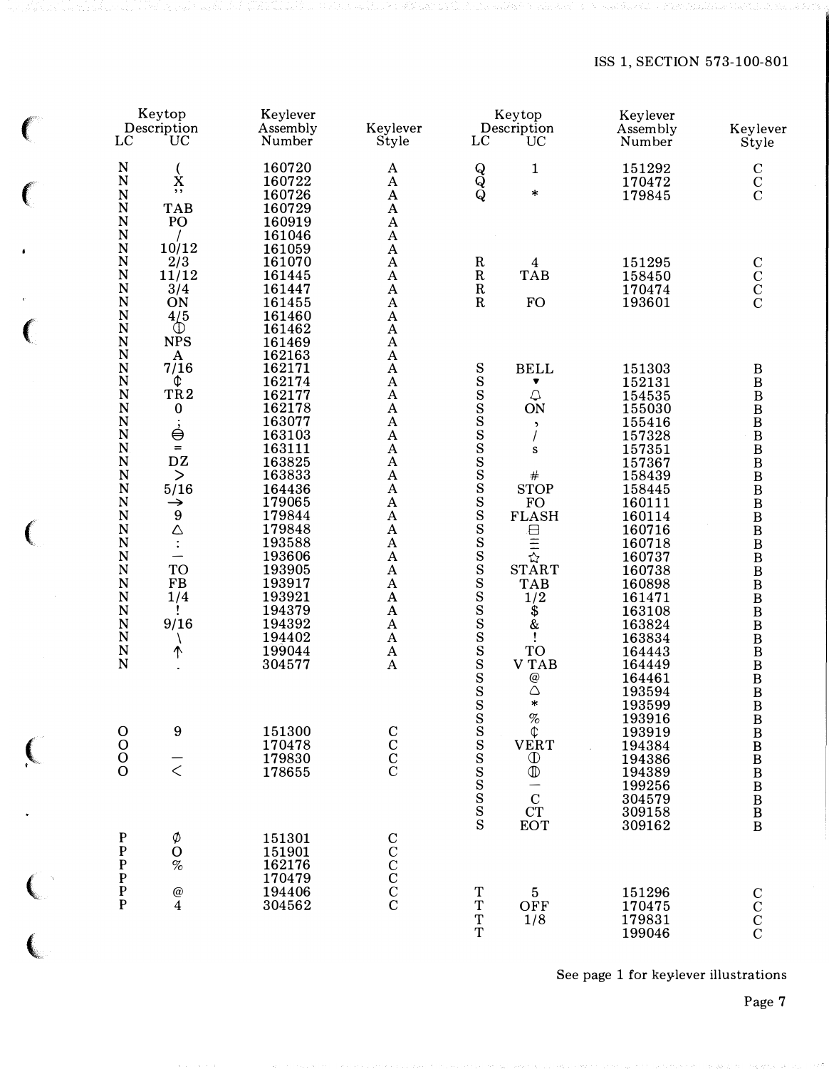| Keytop Description LC | UC | Keylever Assembly Number | Keylever Style |
|---|---|---|---|
| N | ( | 160720 | A |
| N | X | 160722 | A |
| N | " | 160726 | A |
| N | TAB | 160729 | A |
| N | PO | 160919 | A |
| N | / | 161046 | A |
| N | 10/12 | 161059 | A |
| N | 2/3 | 161070 | A |
| N | 11/12 | 161445 | A |
| N | 3/4 | 161447 | A |
| N | ON | 161455 | A |
| N | 4/5 | 161460 | A |
| N | ⦶ | 161462 | A |
| N | NPS | 161469 | A |
| N | A | 162163 | A |
| N | 7/16 | 162171 | A |
| N | ¢ | 162174 | A |
| N | TR2 | 162177 | A |
| N | 0 | 162178 | A |
| N | ; | 163077 | A |
| N | ⦵ | 163103 | A |
| N | = | 163111 | A |
| N | DZ | 163825 | A |
| N | > | 163833 | A |
| N | 5/16 | 164436 | A |
| N | → | 179065 | A |
| N | 9 | 179844 | A |
| N | △ | 179848 | A |
| N | : | 193588 | A |
| N | — | 193606 | A |
| N | TO | 193905 | A |
| N | FB | 193917 | A |
| N | 1/4 | 193921 | A |
| N | ! | 194379 | A |
| N | 9/16 | 194392 | A |
| N | \ | 194402 | A |
| N | ↑ | 199044 | A |
| N | . | 304577 | A |
| O | 9 | 151300 | C |
| O | | 170478 | C |
| O | — | 179830 | C |
| O | < | 178655 | C |
| P | ∅ | 151301 | C |
| P | O | 151901 | C |
| P | % | 162176 | C |
| P | | 170479 | C |
| P | @ | 194406 | C |
| P | 4 | 304562 | C |
| Q | 1 | 151292 | C |
| Q | | 170472 | C |
| Q | * | 179845 | C |
| R | 4 | 151295 | C |
| R | TAB | 158450 | C |
| R | | 170474 | C |
| R | FO | 193601 | C |
| S | BELL | 151303 | B |
| S | ▾ | 152131 | B |
| S | 🔔 | 154535 | B |
| S | ON | 155030 | B |
| S | , | 155416 | B |
| S | / | 157328 | B |
| S | s | 157351 | B |
| S | | 157367 | B |
| S | # | 158439 | B |
| S | STOP | 158445 | B |
| S | FO | 160111 | B |
| S | FLASH | 160114 | B |
| S | ⊟ | 160716 | B |
| S | ≡ | 160718 | B |
| S | ☆ | 160737 | B |
| S | START | 160738 | B |
| S | TAB | 160898 | B |
| S | 1/2 | 161471 | B |
| S | $ | 163108 | B |
| S | & | 163824 | B |
| S | ! | 163834 | B |
| S | TO | 164443 | B |
| S | V TAB | 164449 | B |
| S | @ | 164461 | B |
| S | △ | 193594 | B |
| S | * | 193599 | B |
| S | % | 193916 | B |
| S | ¢ | 193919 | B |
| S | VERT | 194384 | B |
| S | ⦶ | 194386 | B |
| S | ⦶ | 194389 | B |
| S | — | 199256 | B |
| S | C | 304579 | B |
| S | CT | 309158 | B |
| S | EOT | 309162 | B |
| T | 5 | 151296 | C |
| T | OFF | 170475 | C |
| T | 1/8 | 179831 | C |
| T | | 199046 | C |

See page 1 for keylever illustrations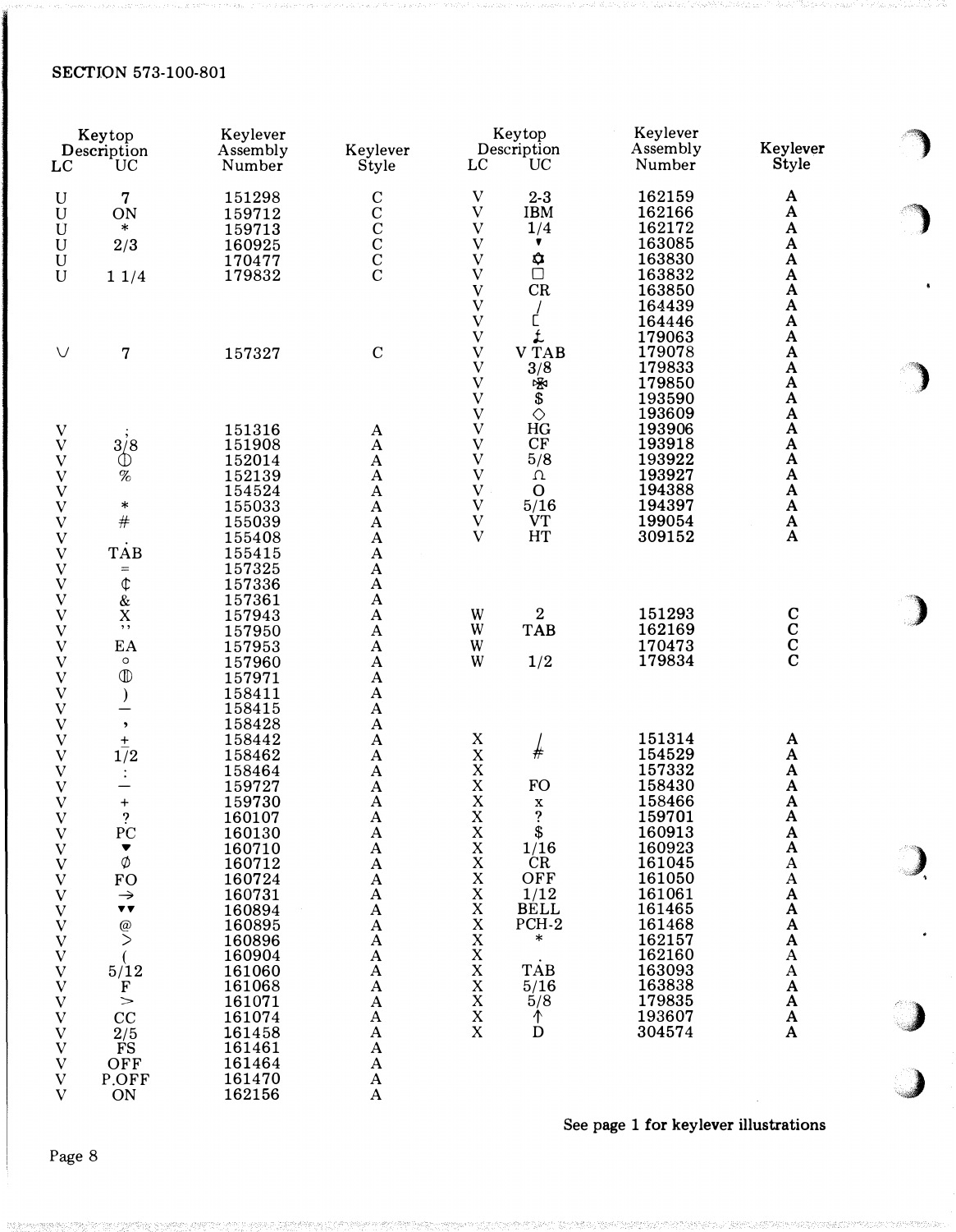| Keytop Description LC | UC | Keylever Assembly Number | Keylever Style |
|---|---|---|---|
| U | 7 | 151298 | C |
| U | ON | 159712 | C |
| U | * | 159713 | C |
| U | 2/3 | 160925 | C |
| U | | 170477 | C |
| U | 1 1/4 | 179832 | C |
| | | | |
| V | 7 | 157327 | C |
| | | | |
| V | ; | 151316 | A |
| V | 3/8 | 151908 | A |
| V | ⊕ | 152014 | A |
| V | % | 152139 | A |
| V | | 154524 | A |
| V | * | 155033 | A |
| V | # | 155039 | A |
| V | . | 155408 | A |
| V | TAB | 155415 | A |
| V | = | 157325 | A |
| V | ¢ | 157336 | A |
| V | & | 157361 | A |
| V | X | 157943 | A |
| V | ,, | 157950 | A |
| V | EA | 157953 | A |
| V | ° | 157960 | A |
| V | ⊕ | 157971 | A |
| V | ) | 158411 | A |
| V | — | 158415 | A |
| V | , | 158428 | A |
| V | + | 158442 | A |
| V | 1/2 | 158462 | A |
| V | : | 158464 | A |
| V | — | 159727 | A |
| V | + | 159730 | A |
| V | ? | 160107 | A |
| V | PC | 160130 | A |
| V | ▼ | 160710 | A |
| V | ∅ | 160712 | A |
| V | FO | 160724 | A |
| V | → | 160731 | A |
| V | ▼▼ | 160894 | A |
| V | @ | 160895 | A |
| V | > | 160896 | A |
| V | ( | 160904 | A |
| V | 5/12 | 161060 | A |
| V | F | 161068 | A |
| V | > | 161071 | A |
| V | CC | 161074 | A |
| V | 2/5 | 161458 | A |
| V | FS | 161461 | A |
| V | OFF | 161464 | A |
| V | P.OFF | 161470 | A |
| V | ON | 162156 | A |
| V | 2-3 | 162159 | A |
| V | IBM | 162166 | A |
| V | 1/4 | 162172 | A |
| V | ▾ | 163085 | A |
| V | ✿ | 163830 | A |
| V | □ | 163832 | A |
| V | CR | 163850 | A |
| V | / | 164439 | A |
| V | [ | 164446 | A |
| V | £ | 179063 | A |
| V | V TAB | 179078 | A |
| V | 3/8 | 179833 | A |
| V | ✲ | 179850 | A |
| V | $ | 193590 | A |
| V | ◇ | 193609 | A |
| V | HG | 193906 | A |
| V | CF | 193918 | A |
| V | 5/8 | 193922 | A |
| V | Ω | 193927 | A |
| V | O | 194388 | A |
| V | 5/16 | 194397 | A |
| V | VT | 199054 | A |
| V | HT | 309152 | A |
| | | | |
| W | 2 | 151293 | C |
| W | TAB | 162169 | C |
| W | | 170473 | C |
| W | 1/2 | 179834 | C |
| | | | |
| X | / | 151314 | A |
| X | # | 154529 | A |
| X | | 157332 | A |
| X | FO | 158430 | A |
| X | x | 158466 | A |
| X | ? | 159701 | A |
| X | $ | 160913 | A |
| X | 1/16 | 160923 | A |
| X | CR | 161045 | A |
| X | OFF | 161050 | A |
| X | 1/12 | 161061 | A |
| X | BELL | 161465 | A |
| X | PCH-2 | 161468 | A |
| X | * | 162157 | A |
| X | . | 162160 | A |
| X | TAB | 163093 | A |
| X | 5/16 | 163838 | A |
| X | 5/8 | 179835 | A |
| X | ↑ | 193607 | A |
| X | D | 304574 | A |

**See page 1 for keylever illustrations**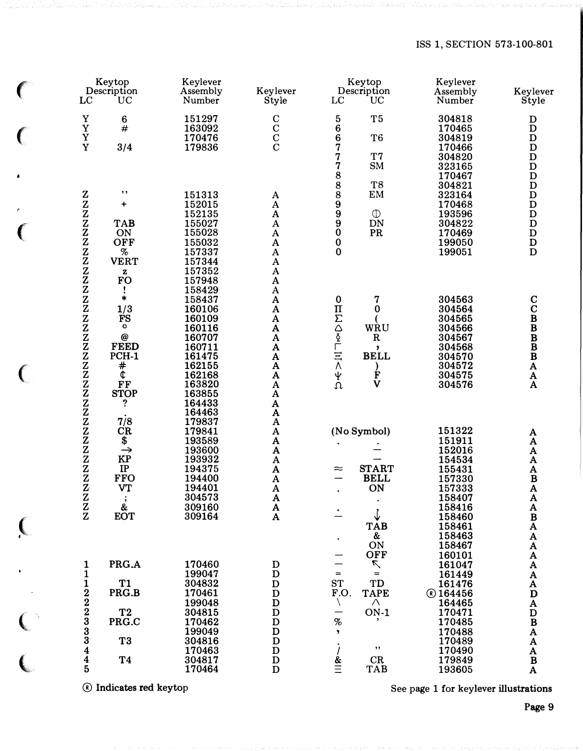| Keytop Description LC | UC | Keylever Assembly Number | Keylever Style |
|---|---|---|---|
| Y | 6 | 151297 | C |
| Y | # | 163092 | C |
| Y | | 170476 | C |
| Y | 3/4 | 179836 | C |
| | | | |
| Z | ” | 151313 | A |
| Z | + | 152015 | A |
| Z | | 152135 | A |
| Z | TAB | 155027 | A |
| Z | ON | 155028 | A |
| Z | OFF | 155032 | A |
| Z | % | 157337 | A |
| Z | VERT | 157344 | A |
| Z | z | 157352 | A |
| Z | FO | 157948 | A |
| Z | ! | 158429 | A |
| Z | * | 158437 | A |
| Z | 1/3 | 160106 | A |
| Z | FS | 160109 | A |
| Z | ° | 160116 | A |
| Z | @ | 160707 | A |
| Z | FEED | 160711 | A |
| Z | PCH-1 | 161475 | A |
| Z | # | 162155 | A |
| Z | ¢ | 162168 | A |
| Z | FF | 163820 | A |
| Z | STOP | 163855 | A |
| Z | ? | 164433 | A |
| Z | . | 164463 | A |
| Z | 7/8 | 179837 | A |
| Z | CR | 179841 | A |
| Z | $ | 193589 | A |
| Z | → | 193600 | A |
| Z | KP | 193932 | A |
| Z | IP | 194375 | A |
| Z | FFO | 194400 | A |
| Z | VT | 194401 | A |
| Z | ; | 304573 | A |
| Z | & | 309160 | A |
| Z | EOT | 309164 | A |
| | | | |
| 1 | PRG.A | 170460 | D |
| 1 | | 199047 | D |
| 1 | T1 | 304832 | D |
| 2 | PRG.B | 170461 | D |
| 2 | | 199048 | D |
| 2 | T2 | 304815 | D |
| 3 | PRG.C | 170462 | D |
| 3 | | 199049 | D |
| 3 | T3 | 304816 | D |
| 4 | | 170463 | D |
| 4 | T4 | 304817 | D |
| 5 | | 170464 | D |
| 5 | T5 | 304818 | D |
| 6 | | 170465 | D |
| 6 | T6 | 304819 | D |
| 7 | | 170466 | D |
| 7 | T7 | 304820 | D |
| 7 | SM | 323165 | D |
| 8 | | 170467 | D |
| 8 | T8 | 304821 | D |
| 8 | EM | 323164 | D |
| 9 | | 170468 | D |
| 9 | ⏀ | 193596 | D |
| 9 | DN | 304822 | D |
| 0 | PR | 170469 | D |
| 0 | | 199050 | D |
| 0 | | 199051 | D |
| | | | |
| 0 | 7 | 304563 | C |
| Π | 0 | 304564 | C |
| Σ | ( | 304565 | B |
| Δ | WRU | 304566 | B |
| ξ | R | 304567 | B |
| Γ | , | 304568 | B |
| Ξ | BELL | 304570 | B |
| Λ | ) | 304572 | A |
| Ψ | F | 304575 | A |
| Ω | V | 304576 | A |
| | | | |
| (No Symbol) | | 151322 | A |
| . | . | 151911 | A |
| | — | 152016 | A |
| | — | 154534 | A |
| ≈ | START | 155431 | A |
| — | BELL | 157330 | B |
| . | ON | 157333 | A |
| | . | 158407 | A |
| . | . | 158416 | A |
| — | ↓ | 158460 | B |
| | TAB | 158461 | A |
| . | & | 158463 | A |
| | ON | 158467 | A |
| — | OFF | 160101 | A |
| — | ↖ | 161047 | A |
| = | = | 161449 | A |
| ST | TD | 161476 | A |
| F.O. | TAPE | Ⓡ 164456 | D |
| \ | ^ | 164465 | A |
| — | ON-1 | 170471 | D |
| % | ’ | 170485 | B |
| , | | 170488 | A |
| . | | 170489 | A |
| / | ” | 170490 | A |
| & | CR | 179849 | B |
| ☰ | TAB | 193605 | A |

Ⓡ Indicates red keytop

See page 1 for keylever illustrations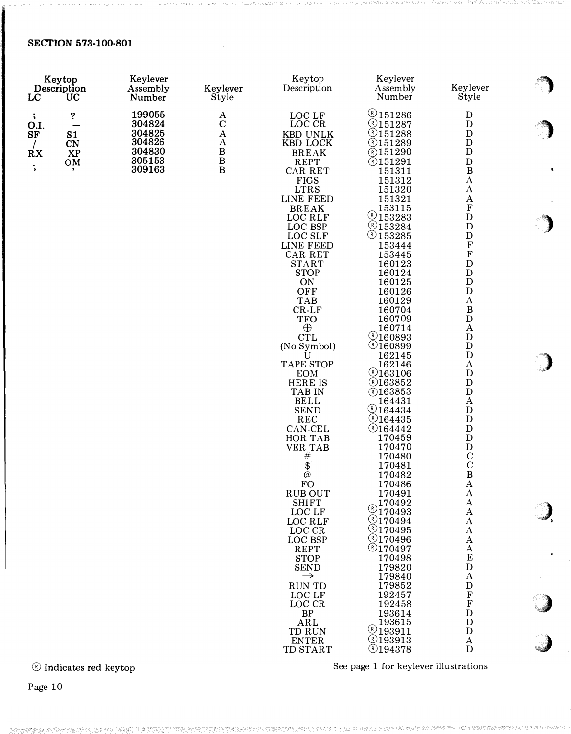**SECTION 573-100-801**

| Keytop Description LC | Keytop Description UC | Keylever Assembly Number | Keylever Style |
|---|---|---|---|
| ; | ? | 199055 | A |
| O.I. | — | 304824 | C |
| SF | S1 | 304825 | A |
| / | CN | 304826 | A |
| RX | XP | 304830 | B |
| . | OM | 305153 | B |
| ; | , | 309163 | B |

| Keytop Description | Keylever Assembly Number | Keylever Style |
|---|---|---|
| LOC LF | Ⓡ151286 | D |
| LOC CR | Ⓡ151287 | D |
| KBD UNLK | Ⓡ151288 | D |
| KBD LOCK | Ⓡ151289 | D |
| BREAK | Ⓡ151290 | D |
| REPT | Ⓡ151291 | D |
| CAR RET | 151311 | B |
| FIGS | 151312 | A |
| LTRS | 151320 | A |
| LINE FEED | 151321 | A |
| BREAK | 153115 | F |
| LOC RLF | Ⓡ153283 | D |
| LOC BSP | Ⓡ153284 | D |
| LOC SLF | Ⓡ153285 | D |
| LINE FEED | 153444 | F |
| CAR RET | 153445 | F |
| START | 160123 | D |
| STOP | 160124 | D |
| ON | 160125 | D |
| OFF | 160126 | D |
| TAB | 160129 | A |
| CR-LF | 160704 | B |
| TFO | 160709 | D |
| ⊕ | 160714 | A |
| CTL | Ⓡ160893 | D |
| (No Symbol) | Ⓡ160899 | D |
| U | 162145 | D |
| TAPE STOP | 162146 | A |
| EOM | Ⓡ163106 | D |
| HERE IS | Ⓡ163852 | D |
| TAB IN | Ⓡ163853 | D |
| BELL | 164431 | A |
| SEND | Ⓡ164434 | D |
| REC | Ⓡ164435 | D |
| CAN-CEL | Ⓡ164442 | D |
| HOR TAB | 170459 | D |
| VER TAB | 170470 | D |
| # | 170480 | C |
| $ | 170481 | C |
| @ | 170482 | B |
| FO | 170486 | A |
| RUB OUT | 170491 | A |
| SHIFT | 170492 | A |
| LOC LF | Ⓡ170493 | A |
| LOC RLF | Ⓡ170494 | A |
| LOC CR | Ⓡ170495 | A |
| LOC BSP | Ⓡ170496 | A |
| REPT | Ⓡ170497 | A |
| STOP | 170498 | E |
| SEND | 179820 | D |
| → | 179840 | A |
| RUN TD | 179852 | D |
| LOC LF | 192457 | F |
| LOC CR | 192458 | F |
| BP | 193614 | D |
| ARL | 193615 | D |
| TD RUN | Ⓡ193911 | D |
| ENTER | Ⓡ193913 | A |
| TD START | Ⓡ194378 | D |

Ⓡ Indicates red keytop

See page 1 for keylever illustrations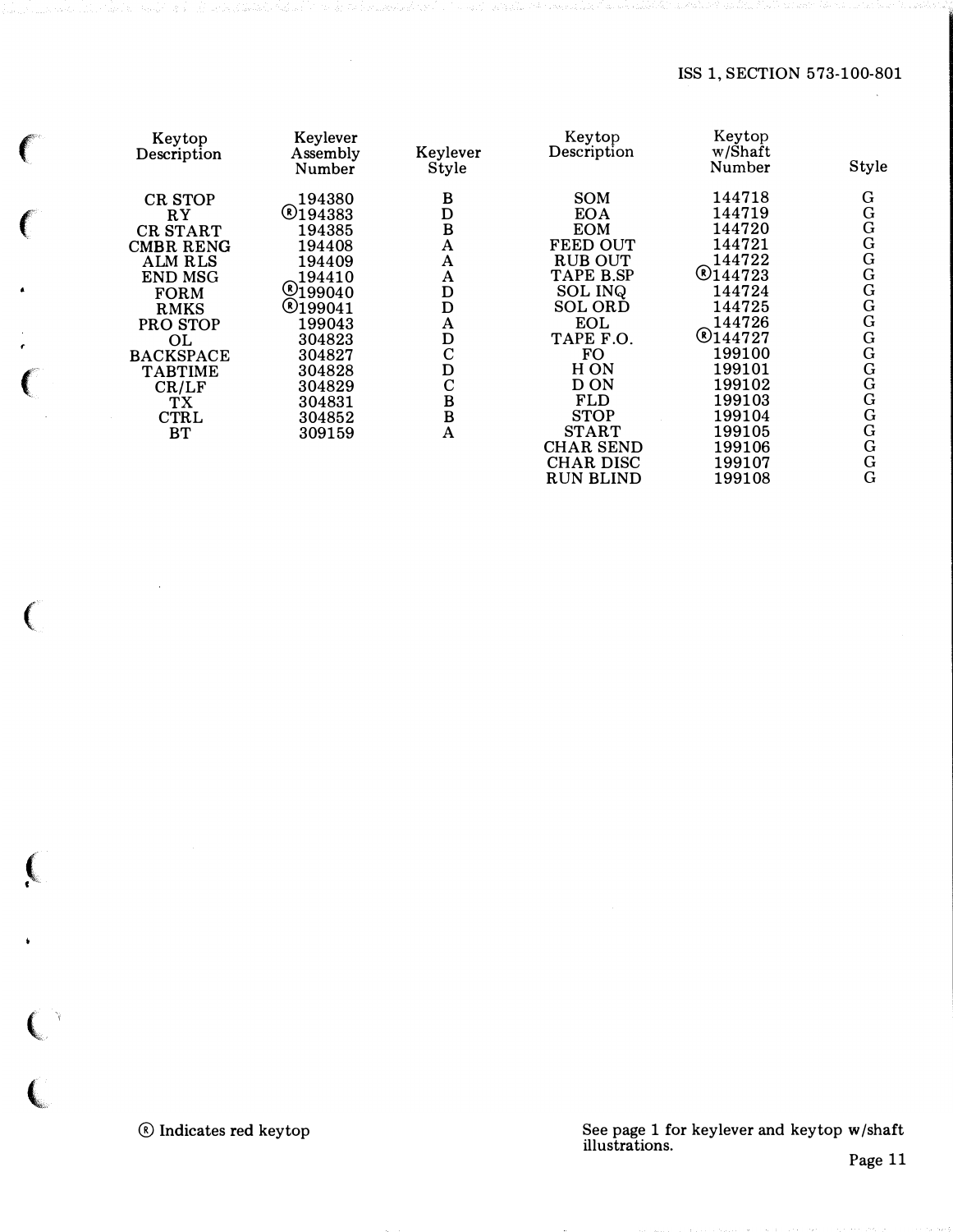| Keytop Description | Keylever Assembly Number | Keylever Style |
|---|---|---|
| CR STOP | 194380 | B |
| RY | Ⓡ194383 | D |
| CR START | 194385 | B |
| CMBR RENG | 194408 | A |
| ALM RLS | 194409 | A |
| END MSG | 194410 | A |
| FORM | Ⓡ199040 | D |
| RMKS | Ⓡ199041 | D |
| PRO STOP | 199043 | A |
| OL | 304823 | D |
| BACKSPACE | 304827 | C |
| TABTIME | 304828 | D |
| CR/LF | 304829 | C |
| TX | 304831 | B |
| CTRL | 304852 | B |
| BT | 309159 | A |

| Keytop Description | Keytop w/Shaft Number | Style |
|---|---|---|
| SOM | 144718 | G |
| EOA | 144719 | G |
| EOM | 144720 | G |
| FEED OUT | 144721 | G |
| RUB OUT | 144722 | G |
| TAPE B.SP | Ⓡ144723 | G |
| SOL INQ | 144724 | G |
| SOL ORD | 144725 | G |
| EOL | 144726 | G |
| TAPE F.O. | Ⓡ144727 | G |
| FO | 199100 | G |
| H ON | 199101 | G |
| D ON | 199102 | G |
| FLD | 199103 | G |
| STOP | 199104 | G |
| START | 199105 | G |
| CHAR SEND | 199106 | G |
| CHAR DISC | 199107 | G |
| RUN BLIND | 199108 | G |

Ⓡ Indicates red keytop

See page 1 for keylever and keytop w/shaft illustrations.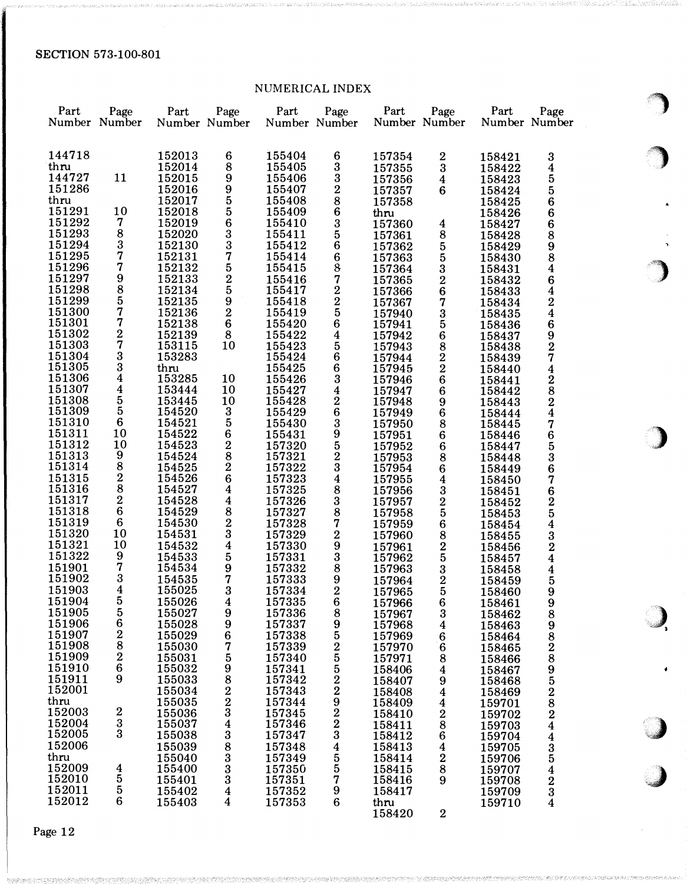NUMERICAL INDEX

| Part Number | Page Number |
|---|---|
| 144718 | |
| thru | |
| 144727 | 11 |
| 151286 | |
| thru | |
| 151291 | 10 |
| 151292 | 7 |
| 151293 | 8 |
| 151294 | 3 |
| 151295 | 7 |
| 151296 | 7 |
| 151297 | 9 |
| 151298 | 8 |
| 151299 | 5 |
| 151300 | 7 |
| 151301 | 7 |
| 151302 | 2 |
| 151303 | 7 |
| 151304 | 3 |
| 151305 | 3 |
| 151306 | 4 |
| 151307 | 4 |
| 151308 | 5 |
| 151309 | 5 |
| 151310 | 6 |
| 151311 | 10 |
| 151312 | 10 |
| 151313 | 9 |
| 151314 | 8 |
| 151315 | 2 |
| 151316 | 8 |
| 151317 | 2 |
| 151318 | 6 |
| 151319 | 6 |
| 151320 | 10 |
| 151321 | 10 |
| 151322 | 9 |
| 151901 | 7 |
| 151902 | 3 |
| 151903 | 4 |
| 151904 | 5 |
| 151905 | 5 |
| 151906 | 6 |
| 151907 | 2 |
| 151908 | 8 |
| 151909 | 2 |
| 151910 | 6 |
| 151911 | 9 |
| 152001 | |
| thru | |
| 152003 | 2 |
| 152004 | 3 |
| 152005 | 3 |
| 152006 | |
| thru | |
| 152009 | 4 |
| 152010 | 5 |
| 152011 | 5 |
| 152012 | 6 |

| Part Number | Page Number |
|---|---|
| 152013 | 6 |
| 152014 | 8 |
| 152015 | 9 |
| 152016 | 9 |
| 152017 | 5 |
| 152018 | 5 |
| 152019 | 6 |
| 152020 | 3 |
| 152130 | 3 |
| 152131 | 7 |
| 152132 | 5 |
| 152133 | 2 |
| 152134 | 5 |
| 152135 | 9 |
| 152136 | 2 |
| 152138 | 6 |
| 152139 | 8 |
| 153115 | 10 |
| 153283 | |
| thru | |
| 153285 | 10 |
| 153444 | 10 |
| 153445 | 10 |
| 154520 | 3 |
| 154521 | 5 |
| 154522 | 6 |
| 154523 | 2 |
| 154524 | 8 |
| 154525 | 2 |
| 154526 | 6 |
| 154527 | 4 |
| 154528 | 4 |
| 154529 | 8 |
| 154530 | 2 |
| 154531 | 3 |
| 154532 | 4 |
| 154533 | 5 |
| 154534 | 9 |
| 154535 | 7 |
| 155025 | 3 |
| 155026 | 4 |
| 155027 | 9 |
| 155028 | 9 |
| 155029 | 6 |
| 155030 | 7 |
| 155031 | 5 |
| 155032 | 9 |
| 155033 | 8 |
| 155034 | 2 |
| 155035 | 2 |
| 155036 | 3 |
| 155037 | 4 |
| 155038 | 3 |
| 155039 | 8 |
| 155040 | 3 |
| 155400 | 3 |
| 155401 | 3 |
| 155402 | 4 |
| 155403 | 4 |

| Part Number | Page Number |
|---|---|
| 155404 | 6 |
| 155405 | 3 |
| 155406 | 3 |
| 155407 | 2 |
| 155408 | 8 |
| 155409 | 6 |
| 155410 | 3 |
| 155411 | 5 |
| 155412 | 6 |
| 155414 | 6 |
| 155415 | 8 |
| 155416 | 7 |
| 155417 | 2 |
| 155418 | 2 |
| 155419 | 5 |
| 155420 | 6 |
| 155422 | 4 |
| 155423 | 5 |
| 155424 | 6 |
| 155425 | 6 |
| 155426 | 3 |
| 155427 | 4 |
| 155428 | 2 |
| 155429 | 6 |
| 155430 | 3 |
| 155431 | 9 |
| 157320 | 5 |
| 157321 | 2 |
| 157322 | 3 |
| 157323 | 4 |
| 157325 | 8 |
| 157326 | 3 |
| 157327 | 8 |
| 157328 | 7 |
| 157329 | 2 |
| 157330 | 9 |
| 157331 | 3 |
| 157332 | 8 |
| 157333 | 9 |
| 157334 | 2 |
| 157335 | 6 |
| 157336 | 8 |
| 157337 | 9 |
| 157338 | 5 |
| 157339 | 2 |
| 157340 | 5 |
| 157341 | 5 |
| 157342 | 2 |
| 157343 | 2 |
| 157344 | 9 |
| 157345 | 2 |
| 157346 | 2 |
| 157347 | 3 |
| 157348 | 4 |
| 157349 | 5 |
| 157350 | 5 |
| 157351 | 7 |
| 157352 | 9 |
| 157353 | 6 |

| Part Number | Page Number |
|---|---|
| 157354 | 2 |
| 157355 | 3 |
| 157356 | 4 |
| 157357 | 6 |
| 157358 | |
| thru | |
| 157360 | 4 |
| 157361 | 8 |
| 157362 | 5 |
| 157363 | 5 |
| 157364 | 3 |
| 157365 | 2 |
| 157366 | 6 |
| 157367 | 7 |
| 157940 | 3 |
| 157941 | 5 |
| 157942 | 6 |
| 157943 | 8 |
| 157944 | 2 |
| 157945 | 2 |
| 157946 | 6 |
| 157947 | 6 |
| 157948 | 9 |
| 157949 | 6 |
| 157950 | 8 |
| 157951 | 6 |
| 157952 | 6 |
| 157953 | 8 |
| 157954 | 6 |
| 157955 | 4 |
| 157956 | 3 |
| 157957 | 2 |
| 157958 | 5 |
| 157959 | 6 |
| 157960 | 8 |
| 157961 | 2 |
| 157962 | 5 |
| 157963 | 3 |
| 157964 | 2 |
| 157965 | 5 |
| 157966 | 6 |
| 157967 | 3 |
| 157968 | 4 |
| 157969 | 6 |
| 157970 | 6 |
| 157971 | 8 |
| 158406 | 4 |
| 158407 | 9 |
| 158408 | 4 |
| 158409 | 4 |
| 158410 | 2 |
| 158411 | 8 |
| 158412 | 6 |
| 158413 | 4 |
| 158414 | 2 |
| 158415 | 8 |
| 158416 | 9 |
| 158417 | |
| thru | |
| 158420 | 2 |

| Part Number | Page Number |
|---|---|
| 158421 | 3 |
| 158422 | 4 |
| 158423 | 5 |
| 158424 | 5 |
| 158425 | 6 |
| 158426 | 6 |
| 158427 | 6 |
| 158428 | 8 |
| 158429 | 9 |
| 158430 | 8 |
| 158431 | 4 |
| 158432 | 6 |
| 158433 | 4 |
| 158434 | 2 |
| 158435 | 4 |
| 158436 | 6 |
| 158437 | 9 |
| 158438 | 2 |
| 158439 | 7 |
| 158440 | 4 |
| 158441 | 2 |
| 158442 | 8 |
| 158443 | 2 |
| 158444 | 4 |
| 158445 | 7 |
| 158446 | 6 |
| 158447 | 5 |
| 158448 | 3 |
| 158449 | 6 |
| 158450 | 7 |
| 158451 | 6 |
| 158452 | 2 |
| 158453 | 5 |
| 158454 | 4 |
| 158455 | 3 |
| 158456 | 2 |
| 158457 | 4 |
| 158458 | 4 |
| 158459 | 5 |
| 158460 | 9 |
| 158461 | 9 |
| 158462 | 8 |
| 158463 | 9 |
| 158464 | 8 |
| 158465 | 2 |
| 158466 | 8 |
| 158467 | 9 |
| 158468 | 5 |
| 158469 | 2 |
| 159701 | 8 |
| 159702 | 2 |
| 159703 | 4 |
| 159704 | 4 |
| 159705 | 3 |
| 159706 | 5 |
| 159707 | 4 |
| 159708 | 2 |
| 159709 | 3 |
| 159710 | 4 |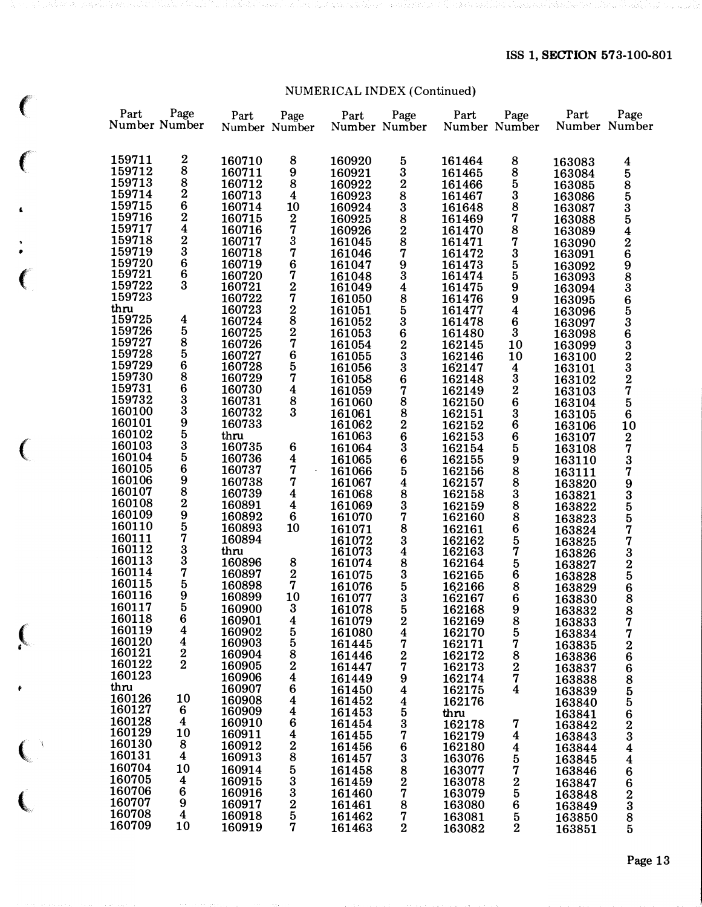NUMERICAL INDEX (Continued)

| Part Number | Page Number | Part Number | Page Number | Part Number | Page Number | Part Number | Page Number | Part Number | Page Number |
|---|---|---|---|---|---|---|---|---|---|
| 159711 | 2 | 160710 | 8 | 160920 | 5 | 161464 | 8 | 163083 | 4 |
| 159712 | 8 | 160711 | 9 | 160921 | 3 | 161465 | 8 | 163084 | 5 |
| 159713 | 8 | 160712 | 8 | 160922 | 2 | 161466 | 5 | 163085 | 8 |
| 159714 | 2 | 160713 | 4 | 160923 | 8 | 161467 | 3 | 163086 | 5 |
| 159715 | 6 | 160714 | 10 | 160924 | 3 | 161648 | 8 | 163087 | 3 |
| 159716 | 2 | 160715 | 2 | 160925 | 8 | 161469 | 7 | 163088 | 5 |
| 159717 | 4 | 160716 | 7 | 160926 | 2 | 161470 | 8 | 163089 | 4 |
| 159718 | 2 | 160717 | 3 | 161045 | 8 | 161471 | 7 | 163090 | 2 |
| 159719 | 3 | 160718 | 7 | 161046 | 7 | 161472 | 3 | 163091 | 6 |
| 159720 | 6 | 160719 | 6 | 161047 | 9 | 161473 | 5 | 163092 | 9 |
| 159721 | 6 | 160720 | 7 | 161048 | 3 | 161474 | 5 | 163093 | 8 |
| 159722 | 3 | 160721 | 2 | 161049 | 4 | 161475 | 9 | 163094 | 3 |
| 159723 thru 159725 | 4 | 160722 | 7 | 161050 | 8 | 161476 | 9 | 163095 | 6 |
| 159726 | 5 | 160723 | 2 | 161051 | 5 | 161477 | 4 | 163096 | 5 |
| 159727 | 8 | 160724 | 8 | 161052 | 3 | 161478 | 6 | 163097 | 3 |
| 159728 | 5 | 160725 | 2 | 161053 | 6 | 161480 | 3 | 163098 | 6 |
| 159729 | 6 | 160726 | 7 | 161054 | 2 | 162145 | 10 | 163099 | 3 |
| 159730 | 8 | 160727 | 6 | 161055 | 3 | 162146 | 10 | 163100 | 2 |
| 159731 | 6 | 160728 | 5 | 161056 | 3 | 162147 | 4 | 163101 | 3 |
| 159732 | 3 | 160729 | 7 | 161058 | 6 | 162148 | 3 | 163102 | 2 |
| 160100 | 3 | 160730 | 4 | 161059 | 7 | 162149 | 2 | 163103 | 7 |
| 160101 | 9 | 160731 | 8 | 161060 | 8 | 162150 | 6 | 163104 | 5 |
| 160102 | 5 | 160732 | 3 | 161061 | 8 | 162151 | 3 | 163105 | 6 |
| 160103 | 3 | 160733 thru 160735 | 6 | 161062 | 2 | 162152 | 6 | 163106 | 10 |
| 160104 | 5 | 160736 | 4 | 161063 | 6 | 162153 | 6 | 163107 | 2 |
| 160105 | 6 | 160737 | 7 | 161064 | 3 | 162154 | 5 | 163108 | 7 |
| 160106 | 9 | 160738 | 7 | 161065 | 6 | 162155 | 9 | 163110 | 3 |
| 160107 | 8 | 160739 | 4 | 161066 | 5 | 162156 | 8 | 163111 | 7 |
| 160108 | 2 | 160891 | 4 | 161067 | 4 | 162157 | 8 | 163820 | 9 |
| 160109 | 9 | 160892 | 6 | 161068 | 8 | 162158 | 3 | 163821 | 3 |
| 160110 | 5 | 160893 | 10 | 161069 | 3 | 162159 | 8 | 163822 | 5 |
| 160111 | 7 | 160894 thru 160896 | 8 | 161070 | 7 | 162160 | 8 | 163823 | 5 |
| 160112 | 3 | 160897 | 2 | 161071 | 8 | 162161 | 6 | 163824 | 7 |
| 160113 | 3 | 160898 | 7 | 161072 | 3 | 162162 | 5 | 163825 | 7 |
| 160114 | 7 | 160899 | 10 | 161073 | 4 | 162163 | 7 | 163826 | 3 |
| 160115 | 5 | 160900 | 3 | 161074 | 8 | 162164 | 5 | 163827 | 2 |
| 160116 | 9 | 160901 | 4 | 161075 | 3 | 162165 | 6 | 163828 | 5 |
| 160117 | 5 | 160902 | 5 | 161076 | 5 | 162166 | 8 | 163829 | 6 |
| 160118 | 6 | 160903 | 5 | 161077 | 3 | 162167 | 6 | 163830 | 8 |
| 160119 | 4 | 160904 | 8 | 161078 | 5 | 162168 | 9 | 163832 | 8 |
| 160120 | 4 | 160905 | 2 | 161079 | 2 | 162169 | 8 | 163833 | 7 |
| 160121 | 2 | 160906 | 4 | 161080 | 4 | 162170 | 5 | 163834 | 7 |
| 160122 | 2 | 160907 | 6 | 161445 | 7 | 162171 | 7 | 163835 | 2 |
| 160123 thru 160126 | 10 | 160908 | 4 | 161446 | 2 | 162172 | 8 | 163836 | 6 |
| 160127 | 6 | 160909 | 4 | 161447 | 7 | 162173 | 2 | 163837 | 6 |
| 160128 | 4 | 160910 | 6 | 161449 | 9 | 162174 | 7 | 163838 | 8 |
| 160129 | 10 | 160911 | 4 | 161450 | 4 | 162175 | 4 | 163839 | 5 |
| 160130 | 8 | 160912 | 2 | 161452 | 4 | 162176 thru 162178 | 7 | 163840 | 5 |
| 160131 | 4 | 160913 | 8 | 161453 | 5 | 162179 | 4 | 163841 | 6 |
| 160704 | 10 | 160914 | 5 | 161454 | 3 | 162180 | 4 | 163842 | 2 |
| 160705 | 4 | 160915 | 3 | 161455 | 7 | 163076 | 5 | 163843 | 3 |
| 160706 | 6 | 160916 | 3 | 161456 | 6 | 163077 | 7 | 163844 | 4 |
| 160707 | 9 | 160917 | 2 | 161457 | 3 | 163078 | 2 | 163845 | 4 |
| 160708 | 4 | 160918 | 5 | 161458 | 8 | 163079 | 5 | 163846 | 6 |
| 160709 | 10 | 160919 | 7 | 161459 | 2 | 163080 | 6 | 163847 | 6 |
| | | | | 161460 | 7 | 163081 | 5 | 163848 | 2 |
| | | | | 161461 | 8 | 163082 | 2 | 163849 | 3 |
| | | | | 161462 | 7 | | | 163850 | 8 |
| | | | | 161463 | 2 | | | 163851 | 5 |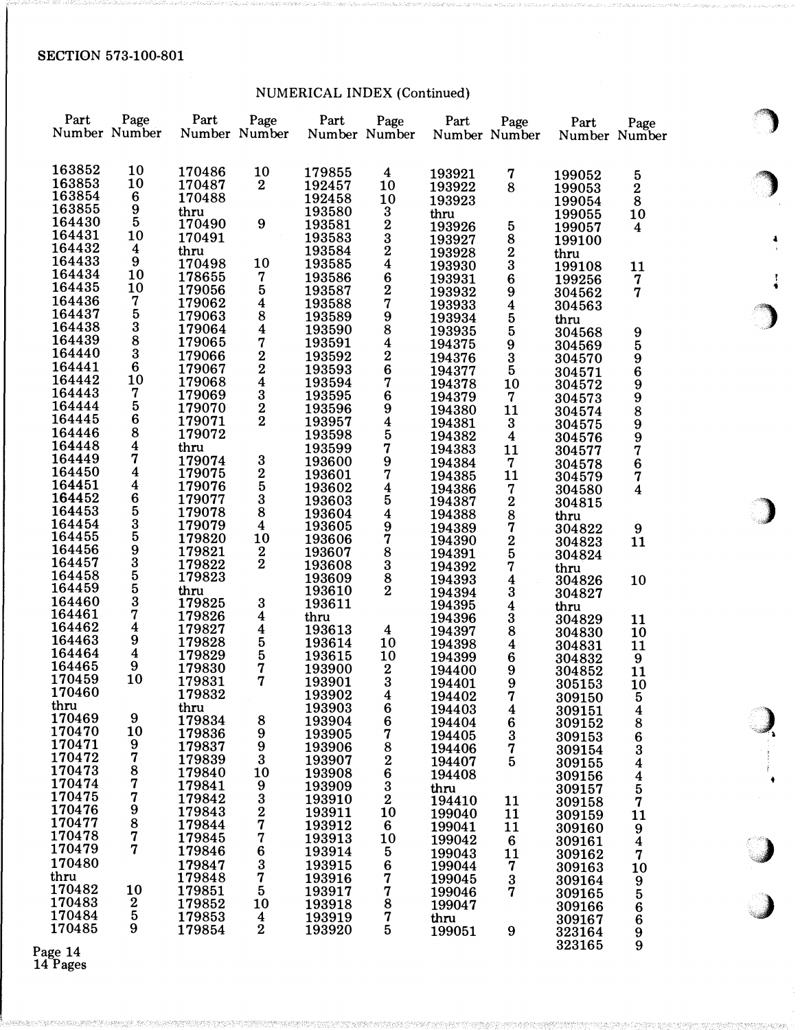NUMERICAL INDEX (Continued)

| Part Number | Page Number | Part Number | Page Number | Part Number | Page Number | Part Number | Page Number | Part Number | Page Number |
|---|---|---|---|---|---|---|---|---|---|
| 163852 | 10 | 170486 | 10 | 179855 | 4 | 193921 | 7 | 199052 | 5 |
| 163853 | 10 | 170487 | 2 | 192457 | 10 | 193922 | 8 | 199053 | 2 |
| 163854 | 6 | 170488 | | 192458 | 10 | 193923 | | 199054 | 8 |
| 163855 | 9 | thru | | 193580 | 3 | thru | | 199055 | 10 |
| 164430 | 5 | 170490 | 9 | 193581 | 2 | 193926 | 5 | 199057 | 4 |
| 164431 | 10 | 170491 | | 193583 | 3 | 193927 | 8 | 199100 | |
| 164432 | 4 | thru | | 193584 | 2 | 193928 | 2 | thru | |
| 164433 | 9 | 170498 | 10 | 193585 | 4 | 193930 | 3 | 199108 | 11 |
| 164434 | 10 | 178655 | 7 | 193586 | 6 | 193931 | 6 | 199256 | 7 |
| 164435 | 10 | 179056 | 5 | 193587 | 2 | 193932 | 9 | 304562 | 7 |
| 164436 | 7 | 179062 | 4 | 193588 | 7 | 193933 | 4 | 304563 | |
| 164437 | 5 | 179063 | 8 | 193589 | 9 | 193934 | 5 | thru | |
| 164438 | 3 | 179064 | 4 | 193590 | 8 | 193935 | 5 | 304568 | 9 |
| 164439 | 8 | 179065 | 7 | 193591 | 4 | 194375 | 9 | 304569 | 5 |
| 164440 | 3 | 179066 | 2 | 193592 | 2 | 194376 | 3 | 304570 | 9 |
| 164441 | 6 | 179067 | 2 | 193593 | 6 | 194377 | 5 | 304571 | 6 |
| 164442 | 10 | 179068 | 4 | 193594 | 7 | 194378 | 10 | 304572 | 9 |
| 164443 | 7 | 179069 | 3 | 193595 | 6 | 194379 | 7 | 304573 | 9 |
| 164444 | 5 | 179070 | 2 | 193596 | 9 | 194380 | 11 | 304574 | 8 |
| 164445 | 6 | 179071 | 2 | 193957 | 4 | 194381 | 3 | 304575 | 9 |
| 164446 | 8 | 179072 | | 193598 | 5 | 194382 | 4 | 304576 | 9 |
| 164448 | 4 | thru | | 193599 | 7 | 194383 | 11 | 304577 | 7 |
| 164449 | 7 | 179074 | 3 | 193600 | 9 | 194384 | 7 | 304578 | 6 |
| 164450 | 4 | 179075 | 2 | 193601 | 7 | 194385 | 11 | 304579 | 7 |
| 164451 | 4 | 179076 | 5 | 193602 | 4 | 194386 | 7 | 304580 | 4 |
| 164452 | 6 | 179077 | 3 | 193603 | 5 | 194387 | 2 | 304815 | |
| 164453 | 5 | 179078 | 8 | 193604 | 4 | 194388 | 8 | thru | |
| 164454 | 3 | 179079 | 4 | 193605 | 9 | 194389 | 7 | 304822 | 9 |
| 164455 | 5 | 179820 | 10 | 193606 | 7 | 194390 | 2 | 304823 | 11 |
| 164456 | 9 | 179821 | 2 | 193607 | 8 | 194391 | 5 | 304824 | |
| 164457 | 3 | 179822 | 2 | 193608 | 3 | 194392 | 7 | thru | |
| 164458 | 5 | 179823 | | 193609 | 8 | 194393 | 4 | 304826 | 10 |
| 164459 | 5 | thru | | 193610 | 2 | 194394 | 3 | 304827 | |
| 164460 | 3 | 179825 | 3 | 193611 | | 194395 | 4 | thru | |
| 164461 | 7 | 179826 | 4 | thru | | 194396 | 3 | 304829 | 11 |
| 164462 | 4 | 179827 | 4 | 193613 | 4 | 194397 | 8 | 304830 | 10 |
| 164463 | 9 | 179828 | 5 | 193614 | 10 | 194398 | 4 | 304831 | 11 |
| 164464 | 4 | 179829 | 5 | 193615 | 10 | 194399 | 6 | 304832 | 9 |
| 164465 | 9 | 179830 | 7 | 193900 | 2 | 194400 | 9 | 304852 | 11 |
| 170459 | 10 | 179831 | 7 | 193901 | 3 | 194401 | 9 | 305153 | 10 |
| 170460 | | 179832 | | 193902 | 4 | 194402 | 7 | 309150 | 5 |
| thru | | thru | | 193903 | 6 | 194403 | 4 | 309151 | 4 |
| 170469 | 9 | 179834 | 8 | 193904 | 6 | 194404 | 6 | 309152 | 8 |
| 170470 | 10 | 179836 | 9 | 193905 | 7 | 194405 | 3 | 309153 | 6 |
| 170471 | 9 | 179837 | 9 | 193906 | 8 | 194406 | 7 | 309154 | 3 |
| 170472 | 7 | 179839 | 3 | 193907 | 2 | 194407 | 5 | 309155 | 4 |
| 170473 | 8 | 179840 | 10 | 193908 | 6 | 194408 | | 309156 | 4 |
| 170474 | 7 | 179841 | 9 | 193909 | 3 | thru | | 309157 | 5 |
| 170475 | 7 | 179842 | 3 | 193910 | 2 | 194410 | 11 | 309158 | 7 |
| 170476 | 9 | 179843 | 2 | 193911 | 10 | 199040 | 11 | 309159 | 11 |
| 170477 | 8 | 179844 | 7 | 193912 | 6 | 199041 | 11 | 309160 | 9 |
| 170478 | 7 | 179845 | 7 | 193913 | 10 | 199042 | 6 | 309161 | 4 |
| 170479 | 7 | 179846 | 6 | 193914 | 5 | 199043 | 11 | 309162 | 7 |
| 170480 | | 179847 | 3 | 193915 | 6 | 199044 | 7 | 309163 | 10 |
| thru | | 179848 | 7 | 193916 | 7 | 199045 | 3 | 309164 | 9 |
| 170482 | 10 | 179851 | 5 | 193917 | 7 | 199046 | 7 | 309165 | 5 |
| 170483 | 2 | 179852 | 10 | 193918 | 8 | 199047 | | 309166 | 6 |
| 170484 | 5 | 179853 | 4 | 193919 | 7 | thru | | 309167 | 6 |
| 170485 | 9 | 179854 | 2 | 193920 | 5 | 199051 | 9 | 323164 | 9 |
| | | | | | | | | 323165 | 9 |